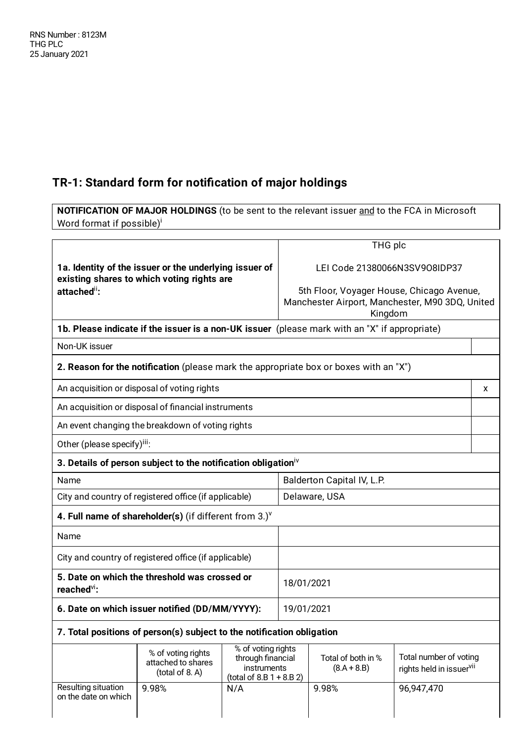RNS Number : 8123M
THG PLC
25 January 2021

## TR-1: Standard form for notification of major holdings

| **NOTIFICATION OF MAJOR HOLDINGS** (to be sent to the relevant issuer and to the FCA in Microsoft Word format if possible)[i] |
|---|

| | |
|---|---|
| **1a. Identity of the issuer or the underlying issuer of existing shares to which voting rights are attached**[ii]**:** | THG plc<br><br>LEI Code 21380066N3SV9O8IDP37<br><br>5th Floor, Voyager House, Chicago Avenue, Manchester Airport, Manchester, M90 3DQ, United Kingdom |
| **1b. Please indicate if the issuer is a non-UK issuer** (please mark with an "X" if appropriate) | |
| Non-UK issuer | |
| **2. Reason for the notification** (please mark the appropriate box or boxes with an "X") | |
| An acquisition or disposal of voting rights | x |
| An acquisition or disposal of financial instruments | |
| An event changing the breakdown of voting rights | |
| Other (please specify)[iii]: | |
| **3. Details of person subject to the notification obligation**[iv] | |
| Name | Balderton Capital IV, L.P. |
| City and country of registered office (if applicable) | Delaware, USA |
| **4. Full name of shareholder(s)** (if different from 3.)[v] | |
| Name | |
| City and country of registered office (if applicable) | |
| **5. Date on which the threshold was crossed or reached**[vi]**:** | 18/01/2021 |
| **6. Date on which issuer notified (DD/MM/YYYY):** | 19/01/2021 |

**7. Total positions of person(s) subject to the notification obligation**

| | % of voting rights attached to shares (total of 8. A) | % of voting rights through financial instruments (total of 8.B 1 + 8.B 2) | Total of both in % (8.A + 8.B) | Total number of voting rights held in issuer[vii] |
|---|---|---|---|---|
| Resulting situation on the date on which | 9.98% | N/A | 9.98% | 96,947,470 |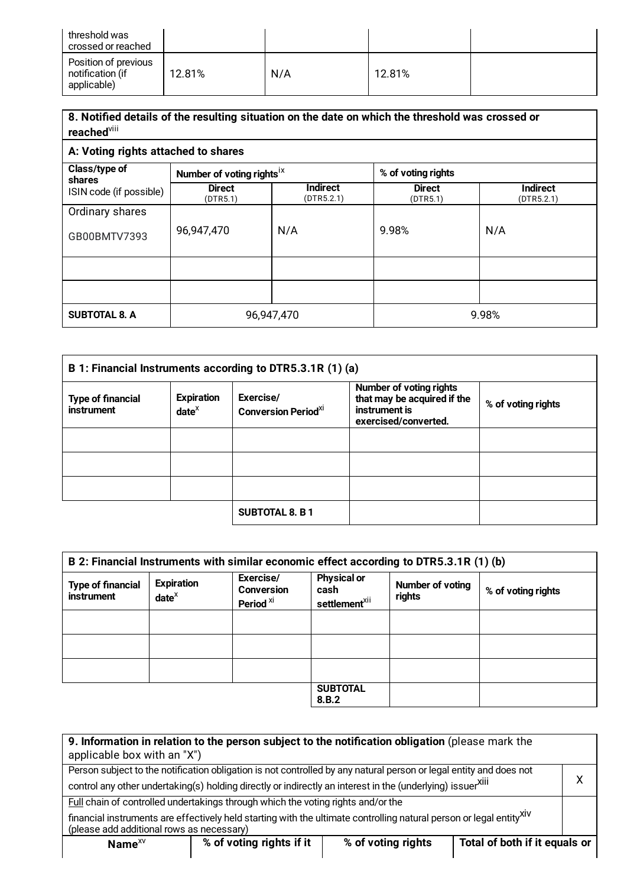| threshold was crossed or reached | | | | |
|---|---|---|---|---|
| Position of previous notification (if applicable) | 12.81% | N/A | 12.81% | |

| 8. Notified details of the resulting situation on the date on which the threshold was crossed or reached[viii] | | | | |
|---|---|---|---|---|
| **A: Voting rights attached to shares** | | | | |
| **Class/type of shares** ISIN code (if possible) | **Number of voting rights**[ix] | | **% of voting rights** | |
| | **Direct** (DTR5.1) | **Indirect** (DTR5.2.1) | **Direct** (DTR5.1) | **Indirect** (DTR5.2.1) |
| Ordinary shares GB00BMTV7393 | 96,947,470 | N/A | 9.98% | N/A |
| | | | | |
| | | | | |
| **SUBTOTAL 8. A** | 96,947,470 | | 9.98% | |

| B 1: Financial Instruments according to DTR5.3.1R (1) (a) | | | | |
|---|---|---|---|---|
| **Type of financial instrument** | **Expiration date**[x] | **Exercise/ Conversion Period**[xi] | **Number of voting rights that may be acquired if the instrument is exercised/converted.** | **% of voting rights** |
| | | | | |
| | | | | |
| | | | | |
| | | **SUBTOTAL 8. B 1** | | |

| B 2: Financial Instruments with similar economic effect according to DTR5.3.1R (1) (b) | | | | | |
|---|---|---|---|---|---|
| **Type of financial instrument** | **Expiration date**[x] | **Exercise/ Conversion Period** [xi] | **Physical or cash settlement**[xii] | **Number of voting rights** | **% of voting rights** |
| | | | | | |
| | | | | | |
| | | | | | |
| | | | **SUBTOTAL 8.B.2** | | |

| 9. Information in relation to the person subject to the notification obligation (please mark the applicable box with an "X") | |
|---|---|
| Person subject to the notification obligation is not controlled by any natural person or legal entity and does not control any other undertaking(s) holding directly or indirectly an interest in the (underlying) issuer[xiii] | X |
| Full chain of controlled undertakings through which the voting rights and/or the financial instruments are effectively held starting with the ultimate controlling natural person or legal entity[xiv] (please add additional rows as necessary) | |

| **Name**[xv] | **% of voting rights if it** | **% of voting rights** | **Total of both if it equals or** |
|---|---|---|---|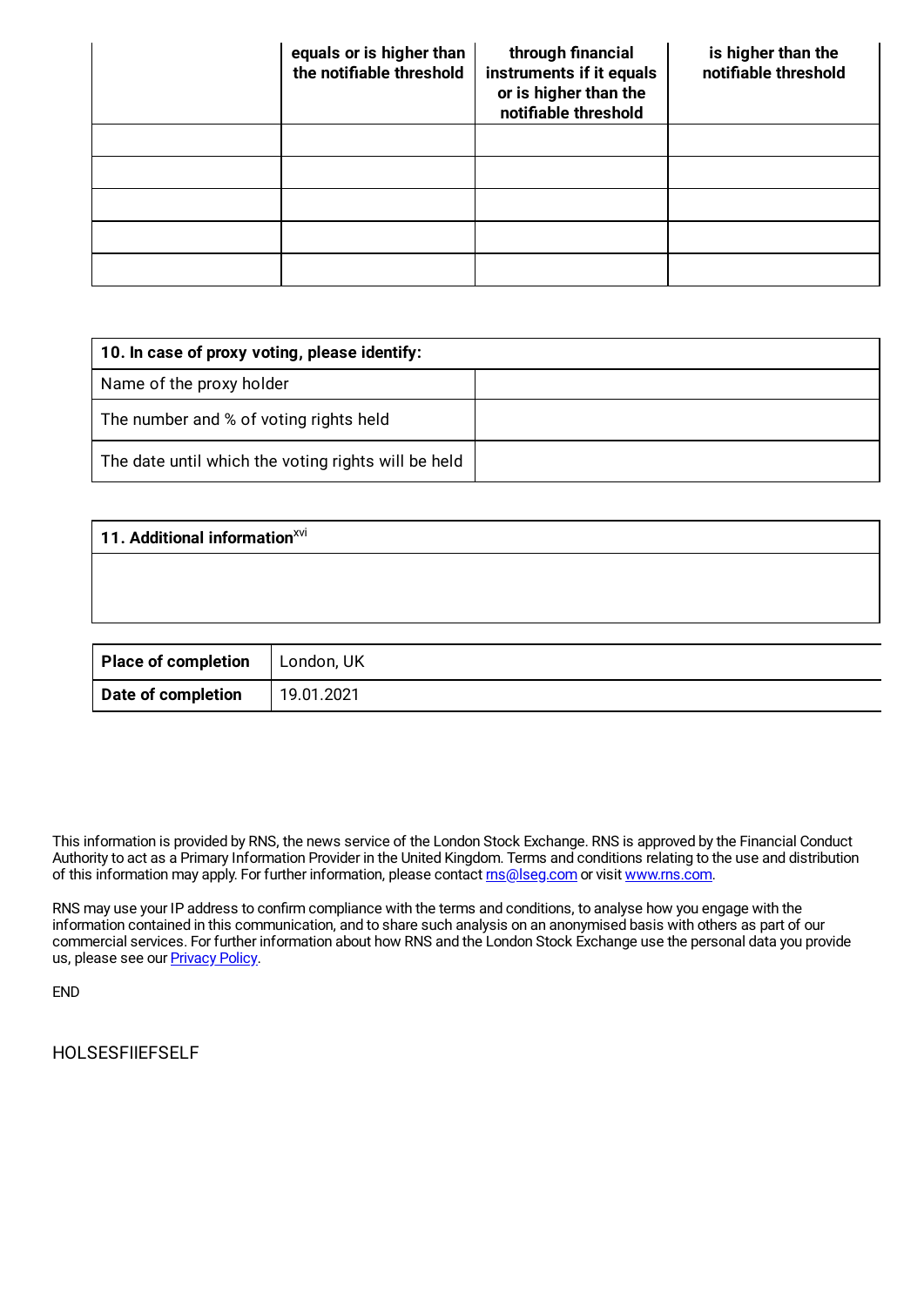| | equals or is higher than the notifiable threshold | through financial instruments if it equals or is higher than the notifiable threshold | is higher than the notifiable threshold |
|---|---|---|---|
| | | | |
| | | | |
| | | | |
| | | | |
| | | | |

| **10. In case of proxy voting, please identify:** | |
|---|---|
| Name of the proxy holder | |
| The number and % of voting rights held | |
| The date until which the voting rights will be held | |

| **11. Additional information**[xvi] |
|---|
| |

| | |
|---|---|
| **Place of completion** | London, UK |
| **Date of completion** | 19.01.2021 |

This information is provided by RNS, the news service of the London Stock Exchange. RNS is approved by the Financial Conduct Authority to act as a Primary Information Provider in the United Kingdom. Terms and conditions relating to the use and distribution of this information may apply. For further information, please contact rns@lseg.com or visit www.rns.com.

RNS may use your IP address to confirm compliance with the terms and conditions, to analyse how you engage with the information contained in this communication, and to share such analysis on an anonymised basis with others as part of our commercial services. For further information about how RNS and the London Stock Exchange use the personal data you provide us, please see our Privacy Policy.

END

HOLSESFIIEFSELF